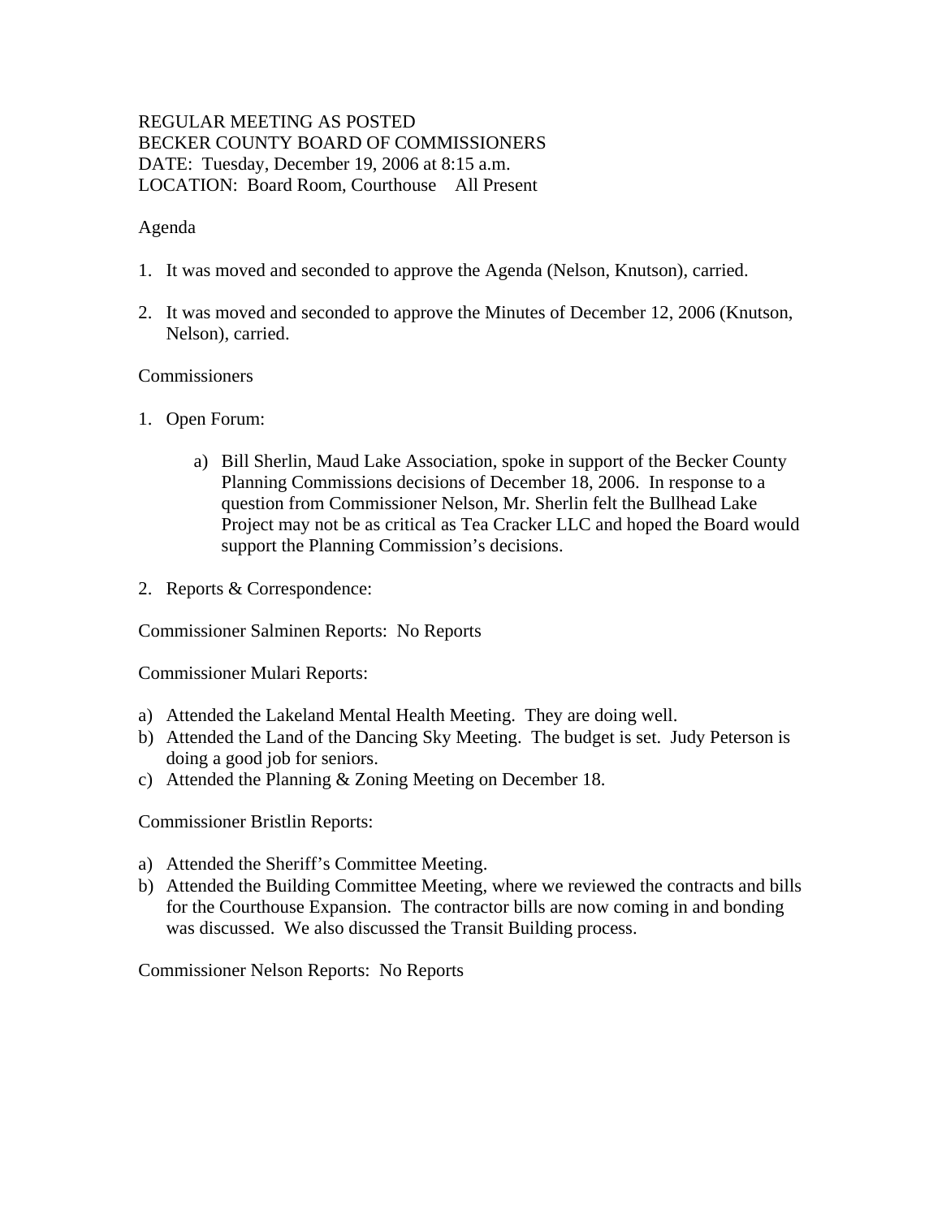REGULAR MEETING AS POSTED
BECKER COUNTY BOARD OF COMMISSIONERS
DATE: Tuesday, December 19, 2006 at 8:15 a.m.
LOCATION: Board Room, Courthouse All Present

Agenda

1. It was moved and seconded to approve the Agenda (Nelson, Knutson), carried.

2. It was moved and seconded to approve the Minutes of December 12, 2006 (Knutson, Nelson), carried.

Commissioners

1. Open Forum:

    a) Bill Sherlin, Maud Lake Association, spoke in support of the Becker County Planning Commissions decisions of December 18, 2006. In response to a question from Commissioner Nelson, Mr. Sherlin felt the Bullhead Lake Project may not be as critical as Tea Cracker LLC and hoped the Board would support the Planning Commission's decisions.

2. Reports & Correspondence:

Commissioner Salminen Reports: No Reports

Commissioner Mulari Reports:

a) Attended the Lakeland Mental Health Meeting. They are doing well.
b) Attended the Land of the Dancing Sky Meeting. The budget is set. Judy Peterson is doing a good job for seniors.
c) Attended the Planning & Zoning Meeting on December 18.

Commissioner Bristlin Reports:

a) Attended the Sheriff's Committee Meeting.
b) Attended the Building Committee Meeting, where we reviewed the contracts and bills for the Courthouse Expansion. The contractor bills are now coming in and bonding was discussed. We also discussed the Transit Building process.

Commissioner Nelson Reports: No Reports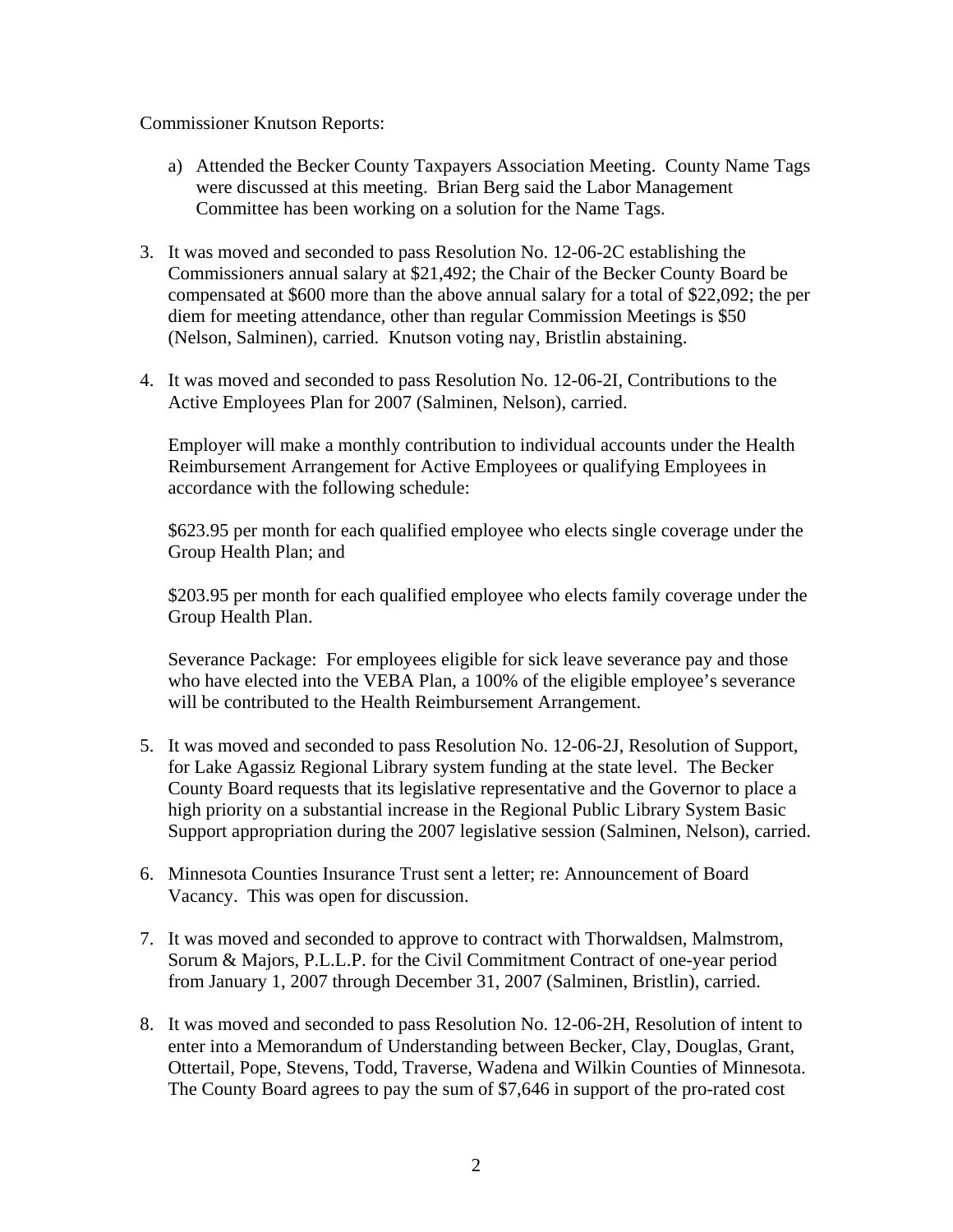Commissioner Knutson Reports:

a) Attended the Becker County Taxpayers Association Meeting. County Name Tags were discussed at this meeting. Brian Berg said the Labor Management Committee has been working on a solution for the Name Tags.

3. It was moved and seconded to pass Resolution No. 12-06-2C establishing the Commissioners annual salary at $21,492; the Chair of the Becker County Board be compensated at $600 more than the above annual salary for a total of $22,092; the per diem for meeting attendance, other than regular Commission Meetings is $50 (Nelson, Salminen), carried. Knutson voting nay, Bristlin abstaining.

4. It was moved and seconded to pass Resolution No. 12-06-2I, Contributions to the Active Employees Plan for 2007 (Salminen, Nelson), carried.

   Employer will make a monthly contribution to individual accounts under the Health Reimbursement Arrangement for Active Employees or qualifying Employees in accordance with the following schedule:

   $623.95 per month for each qualified employee who elects single coverage under the Group Health Plan; and

   $203.95 per month for each qualified employee who elects family coverage under the Group Health Plan.

   Severance Package: For employees eligible for sick leave severance pay and those who have elected into the VEBA Plan, a 100% of the eligible employee's severance will be contributed to the Health Reimbursement Arrangement.

5. It was moved and seconded to pass Resolution No. 12-06-2J, Resolution of Support, for Lake Agassiz Regional Library system funding at the state level. The Becker County Board requests that its legislative representative and the Governor to place a high priority on a substantial increase in the Regional Public Library System Basic Support appropriation during the 2007 legislative session (Salminen, Nelson), carried.

6. Minnesota Counties Insurance Trust sent a letter; re: Announcement of Board Vacancy. This was open for discussion.

7. It was moved and seconded to approve to contract with Thorwaldsen, Malmstrom, Sorum & Majors, P.L.L.P. for the Civil Commitment Contract of one-year period from January 1, 2007 through December 31, 2007 (Salminen, Bristlin), carried.

8. It was moved and seconded to pass Resolution No. 12-06-2H, Resolution of intent to enter into a Memorandum of Understanding between Becker, Clay, Douglas, Grant, Ottertail, Pope, Stevens, Todd, Traverse, Wadena and Wilkin Counties of Minnesota. The County Board agrees to pay the sum of $7,646 in support of the pro-rated cost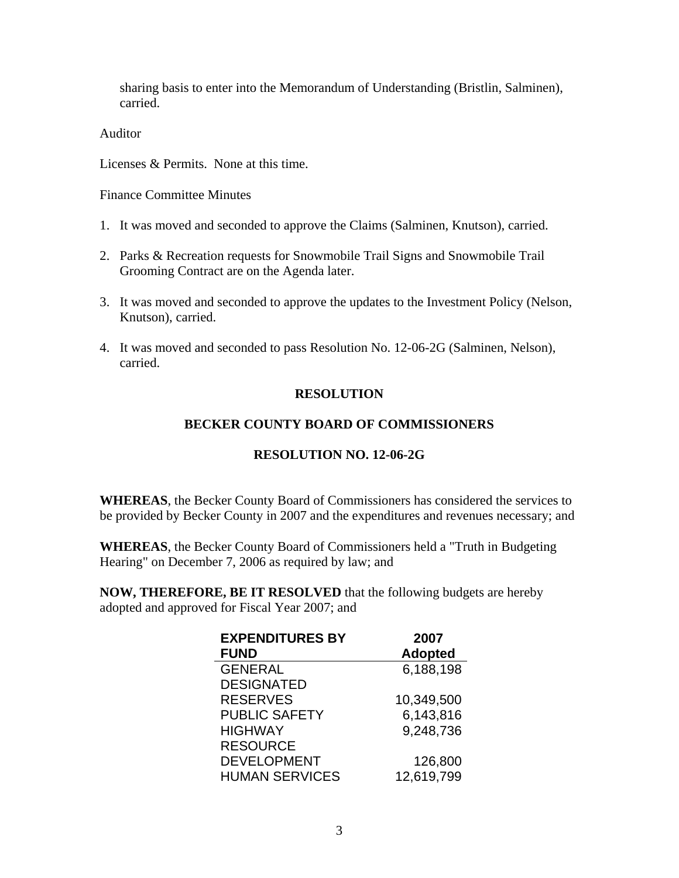sharing basis to enter into the Memorandum of Understanding (Bristlin, Salminen), carried.

Auditor

Licenses & Permits. None at this time.

Finance Committee Minutes

1. It was moved and seconded to approve the Claims (Salminen, Knutson), carried.

2. Parks & Recreation requests for Snowmobile Trail Signs and Snowmobile Trail Grooming Contract are on the Agenda later.

3. It was moved and seconded to approve the updates to the Investment Policy (Nelson, Knutson), carried.

4. It was moved and seconded to pass Resolution No. 12-06-2G (Salminen, Nelson), carried.

**RESOLUTION**

**BECKER COUNTY BOARD OF COMMISSIONERS**

**RESOLUTION NO. 12-06-2G**

**WHEREAS**, the Becker County Board of Commissioners has considered the services to be provided by Becker County in 2007 and the expenditures and revenues necessary; and

**WHEREAS**, the Becker County Board of Commissioners held a "Truth in Budgeting Hearing" on December 7, 2006 as required by law; and

**NOW, THEREFORE, BE IT RESOLVED** that the following budgets are hereby adopted and approved for Fiscal Year 2007; and

| EXPENDITURES BY FUND | 2007 Adopted |
|---|---|
| GENERAL | 6,188,198 |
| DESIGNATED RESERVES | 10,349,500 |
| PUBLIC SAFETY | 6,143,816 |
| HIGHWAY | 9,248,736 |
| RESOURCE DEVELOPMENT | 126,800 |
| HUMAN SERVICES | 12,619,799 |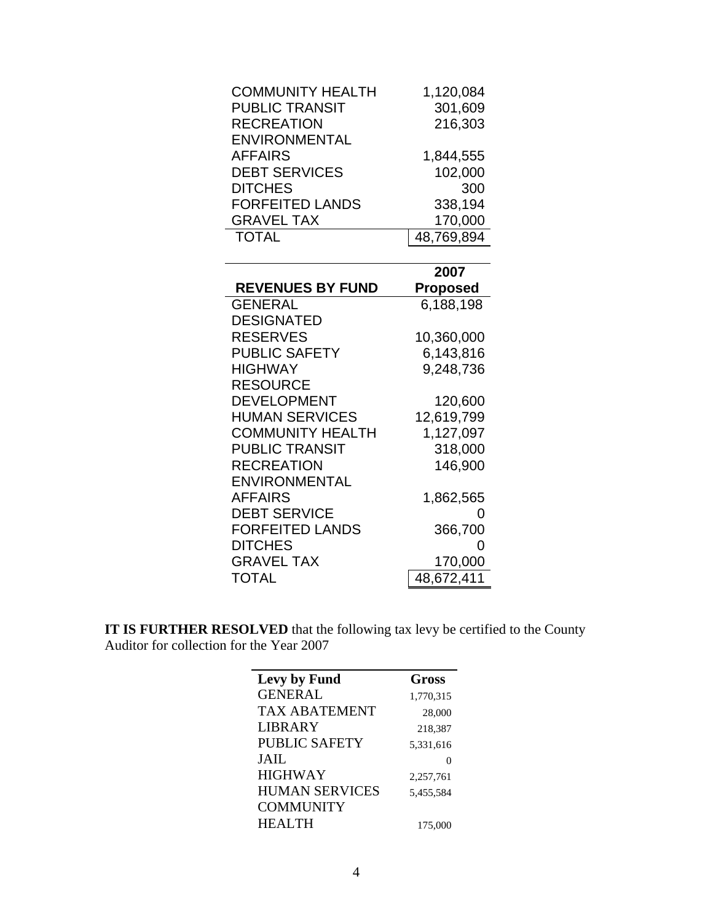| | |
|---|---|
| COMMUNITY HEALTH | 1,120,084 |
| PUBLIC TRANSIT | 301,609 |
| RECREATION | 216,303 |
| ENVIRONMENTAL AFFAIRS | 1,844,555 |
| DEBT SERVICES | 102,000 |
| DITCHES | 300 |
| FORFEITED LANDS | 338,194 |
| GRAVEL TAX | 170,000 |
| TOTAL | 48,769,894 |

| REVENUES BY FUND | 2007 Proposed |
|---|---|
| GENERAL | 6,188,198 |
| DESIGNATED RESERVES | 10,360,000 |
| PUBLIC SAFETY | 6,143,816 |
| HIGHWAY | 9,248,736 |
| RESOURCE DEVELOPMENT | 120,600 |
| HUMAN SERVICES | 12,619,799 |
| COMMUNITY HEALTH | 1,127,097 |
| PUBLIC TRANSIT | 318,000 |
| RECREATION | 146,900 |
| ENVIRONMENTAL AFFAIRS | 1,862,565 |
| DEBT SERVICE | 0 |
| FORFEITED LANDS | 366,700 |
| DITCHES | 0 |
| GRAVEL TAX | 170,000 |
| TOTAL | 48,672,411 |

**IT IS FURTHER RESOLVED** that the following tax levy be certified to the County Auditor for collection for the Year 2007

| Levy by Fund | Gross |
|---|---|
| GENERAL | 1,770,315 |
| TAX ABATEMENT | 28,000 |
| LIBRARY | 218,387 |
| PUBLIC SAFETY | 5,331,616 |
| JAIL | 0 |
| HIGHWAY | 2,257,761 |
| HUMAN SERVICES | 5,455,584 |
| COMMUNITY HEALTH | 175,000 |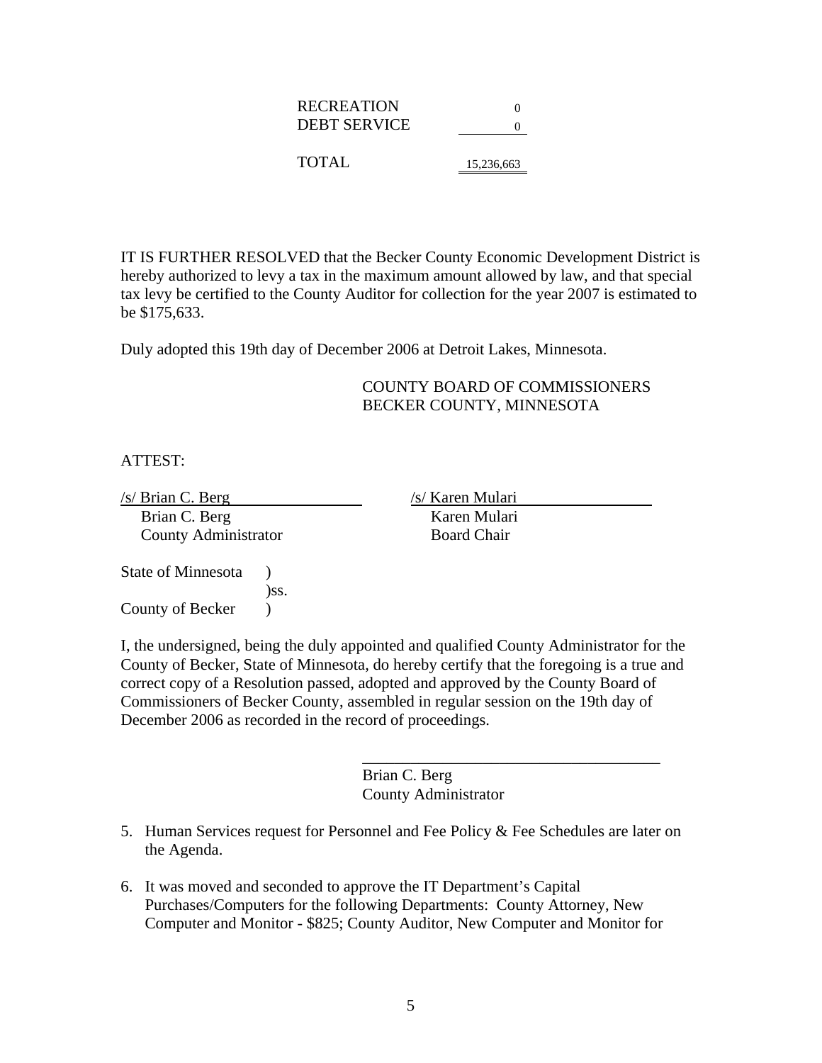| | |
|---|---|
| RECREATION | 0 |
| DEBT SERVICE | 0 |
| TOTAL | 15,236,663 |

IT IS FURTHER RESOLVED that the Becker County Economic Development District is hereby authorized to levy a tax in the maximum amount allowed by law, and that special tax levy be certified to the County Auditor for collection for the year 2007 is estimated to be $175,633.

Duly adopted this 19th day of December 2006 at Detroit Lakes, Minnesota.

COUNTY BOARD OF COMMISSIONERS
BECKER COUNTY, MINNESOTA

ATTEST:

/s/ Brian C. Berg
Brian C. Berg
County Administrator

/s/ Karen Mulari
Karen Mulari
Board Chair

State of Minnesota )
)ss.
County of Becker )

I, the undersigned, being the duly appointed and qualified County Administrator for the County of Becker, State of Minnesota, do hereby certify that the foregoing is a true and correct copy of a Resolution passed, adopted and approved by the County Board of Commissioners of Becker County, assembled in regular session on the 19th day of December 2006 as recorded in the record of proceedings.

\_\_\_\_\_\_\_\_\_\_\_\_\_\_\_\_\_\_\_\_\_\_\_\_\_\_\_\_\_\_\_\_\_\_\_\_\_\_
Brian C. Berg
County Administrator

5. Human Services request for Personnel and Fee Policy & Fee Schedules are later on the Agenda.

6. It was moved and seconded to approve the IT Department's Capital Purchases/Computers for the following Departments: County Attorney, New Computer and Monitor - $825; County Auditor, New Computer and Monitor for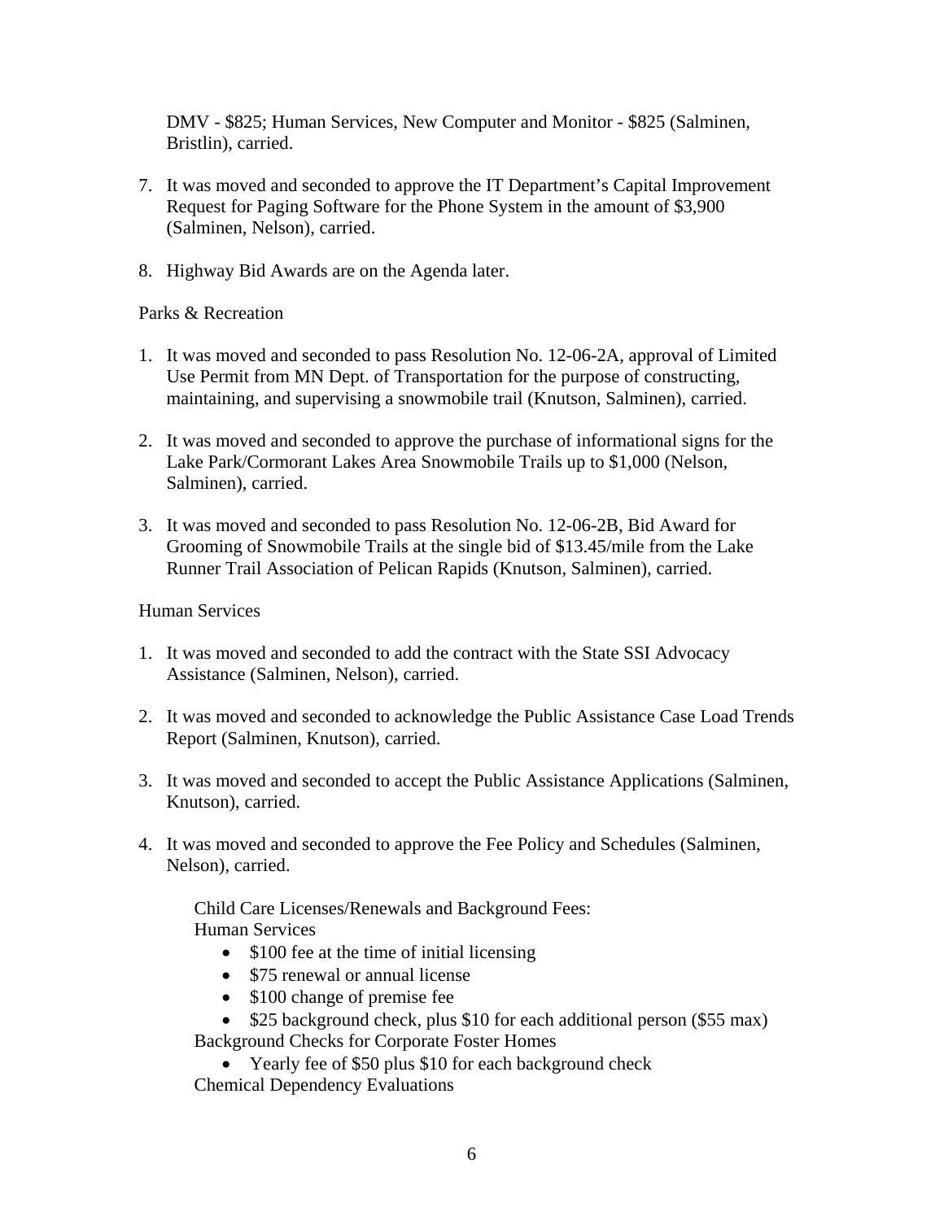DMV - $825; Human Services, New Computer and Monitor - $825 (Salminen, Bristlin), carried.

7. It was moved and seconded to approve the IT Department's Capital Improvement Request for Paging Software for the Phone System in the amount of $3,900 (Salminen, Nelson), carried.

8. Highway Bid Awards are on the Agenda later.

Parks & Recreation

1. It was moved and seconded to pass Resolution No. 12-06-2A, approval of Limited Use Permit from MN Dept. of Transportation for the purpose of constructing, maintaining, and supervising a snowmobile trail (Knutson, Salminen), carried.

2. It was moved and seconded to approve the purchase of informational signs for the Lake Park/Cormorant Lakes Area Snowmobile Trails up to $1,000 (Nelson, Salminen), carried.

3. It was moved and seconded to pass Resolution No. 12-06-2B, Bid Award for Grooming of Snowmobile Trails at the single bid of $13.45/mile from the Lake Runner Trail Association of Pelican Rapids (Knutson, Salminen), carried.

Human Services

1. It was moved and seconded to add the contract with the State SSI Advocacy Assistance (Salminen, Nelson), carried.

2. It was moved and seconded to acknowledge the Public Assistance Case Load Trends Report (Salminen, Knutson), carried.

3. It was moved and seconded to accept the Public Assistance Applications (Salminen, Knutson), carried.

4. It was moved and seconded to approve the Fee Policy and Schedules (Salminen, Nelson), carried.

   Child Care Licenses/Renewals and Background Fees:
   Human Services
   - $100 fee at the time of initial licensing
   - $75 renewal or annual license
   - $100 change of premise fee
   - $25 background check, plus $10 for each additional person ($55 max)

   Background Checks for Corporate Foster Homes
   - Yearly fee of $50 plus $10 for each background check

   Chemical Dependency Evaluations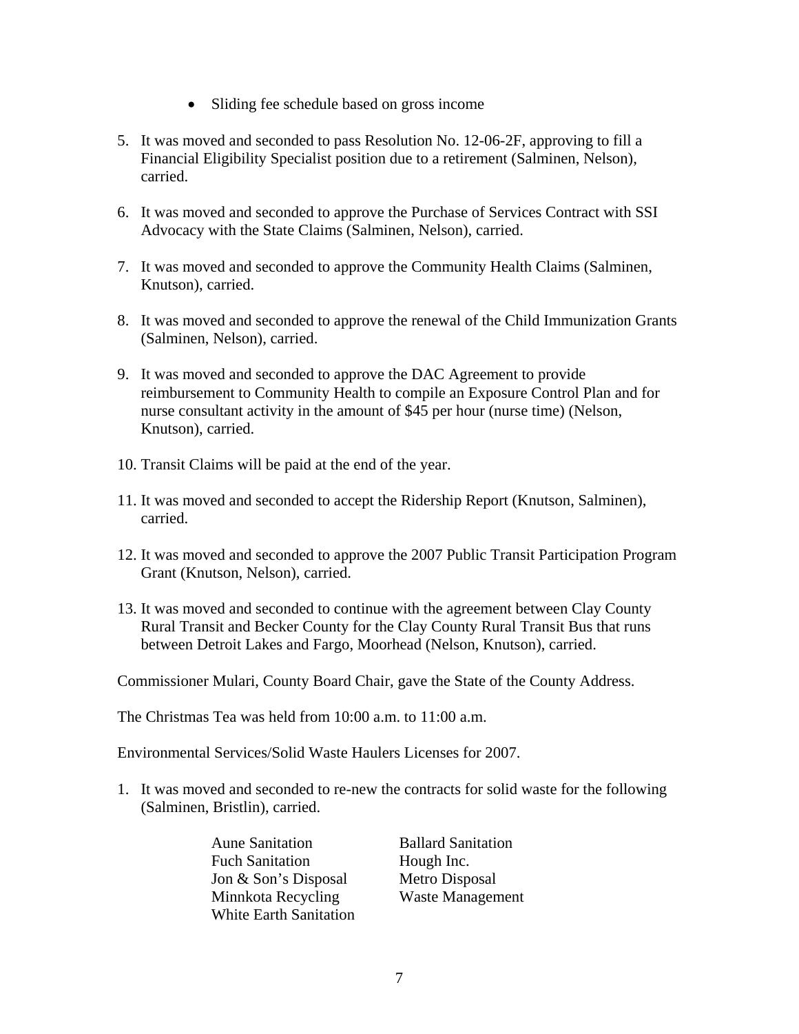- Sliding fee schedule based on gross income

5. It was moved and seconded to pass Resolution No. 12-06-2F, approving to fill a Financial Eligibility Specialist position due to a retirement (Salminen, Nelson), carried.

6. It was moved and seconded to approve the Purchase of Services Contract with SSI Advocacy with the State Claims (Salminen, Nelson), carried.

7. It was moved and seconded to approve the Community Health Claims (Salminen, Knutson), carried.

8. It was moved and seconded to approve the renewal of the Child Immunization Grants (Salminen, Nelson), carried.

9. It was moved and seconded to approve the DAC Agreement to provide reimbursement to Community Health to compile an Exposure Control Plan and for nurse consultant activity in the amount of $45 per hour (nurse time) (Nelson, Knutson), carried.

10. Transit Claims will be paid at the end of the year.

11. It was moved and seconded to accept the Ridership Report (Knutson, Salminen), carried.

12. It was moved and seconded to approve the 2007 Public Transit Participation Program Grant (Knutson, Nelson), carried.

13. It was moved and seconded to continue with the agreement between Clay County Rural Transit and Becker County for the Clay County Rural Transit Bus that runs between Detroit Lakes and Fargo, Moorhead (Nelson, Knutson), carried.

Commissioner Mulari, County Board Chair, gave the State of the County Address.

The Christmas Tea was held from 10:00 a.m. to 11:00 a.m.

Environmental Services/Solid Waste Haulers Licenses for 2007.

1. It was moved and seconded to re-new the contracts for solid waste for the following (Salminen, Bristlin), carried.

   Aune Sanitation
   Ballard Sanitation
   Fuch Sanitation
   Hough Inc.
   Jon & Son's Disposal
   Metro Disposal
   Minnkota Recycling
   Waste Management
   White Earth Sanitation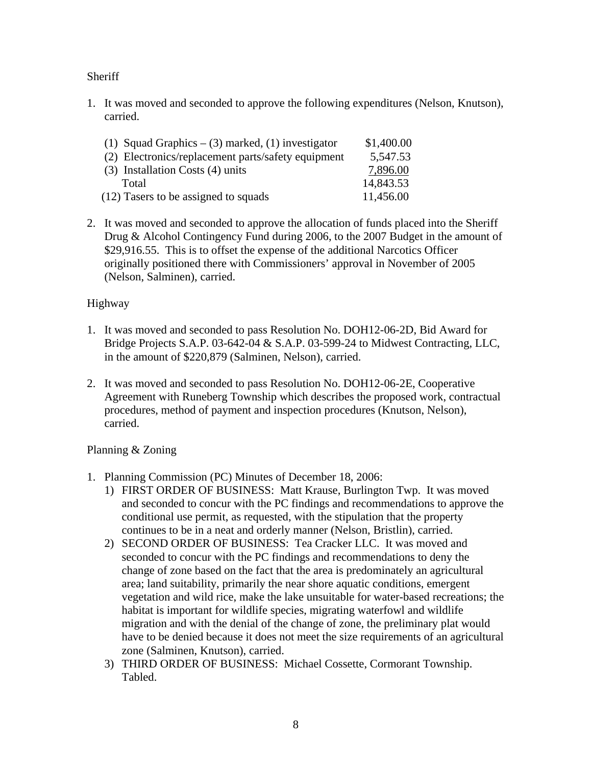Sheriff

1. It was moved and seconded to approve the following expenditures (Nelson, Knutson), carried.

| | |
|---|---|
| (1) Squad Graphics – (3) marked, (1) investigator | $1,400.00 |
| (2) Electronics/replacement parts/safety equipment | 5,547.53 |
| (3) Installation Costs (4) units | 7,896.00 |
| Total | 14,843.53 |
| (12) Tasers to be assigned to squads | 11,456.00 |

2. It was moved and seconded to approve the allocation of funds placed into the Sheriff Drug & Alcohol Contingency Fund during 2006, to the 2007 Budget in the amount of $29,916.55. This is to offset the expense of the additional Narcotics Officer originally positioned there with Commissioners' approval in November of 2005 (Nelson, Salminen), carried.

Highway

1. It was moved and seconded to pass Resolution No. DOH12-06-2D, Bid Award for Bridge Projects S.A.P. 03-642-04 & S.A.P. 03-599-24 to Midwest Contracting, LLC, in the amount of $220,879 (Salminen, Nelson), carried.

2. It was moved and seconded to pass Resolution No. DOH12-06-2E, Cooperative Agreement with Runeberg Township which describes the proposed work, contractual procedures, method of payment and inspection procedures (Knutson, Nelson), carried.

Planning & Zoning

1. Planning Commission (PC) Minutes of December 18, 2006:
   1) FIRST ORDER OF BUSINESS: Matt Krause, Burlington Twp. It was moved and seconded to concur with the PC findings and recommendations to approve the conditional use permit, as requested, with the stipulation that the property continues to be in a neat and orderly manner (Nelson, Bristlin), carried.
   2) SECOND ORDER OF BUSINESS: Tea Cracker LLC. It was moved and seconded to concur with the PC findings and recommendations to deny the change of zone based on the fact that the area is predominately an agricultural area; land suitability, primarily the near shore aquatic conditions, emergent vegetation and wild rice, make the lake unsuitable for water-based recreations; the habitat is important for wildlife species, migrating waterfowl and wildlife migration and with the denial of the change of zone, the preliminary plat would have to be denied because it does not meet the size requirements of an agricultural zone (Salminen, Knutson), carried.
   3) THIRD ORDER OF BUSINESS: Michael Cossette, Cormorant Township. Tabled.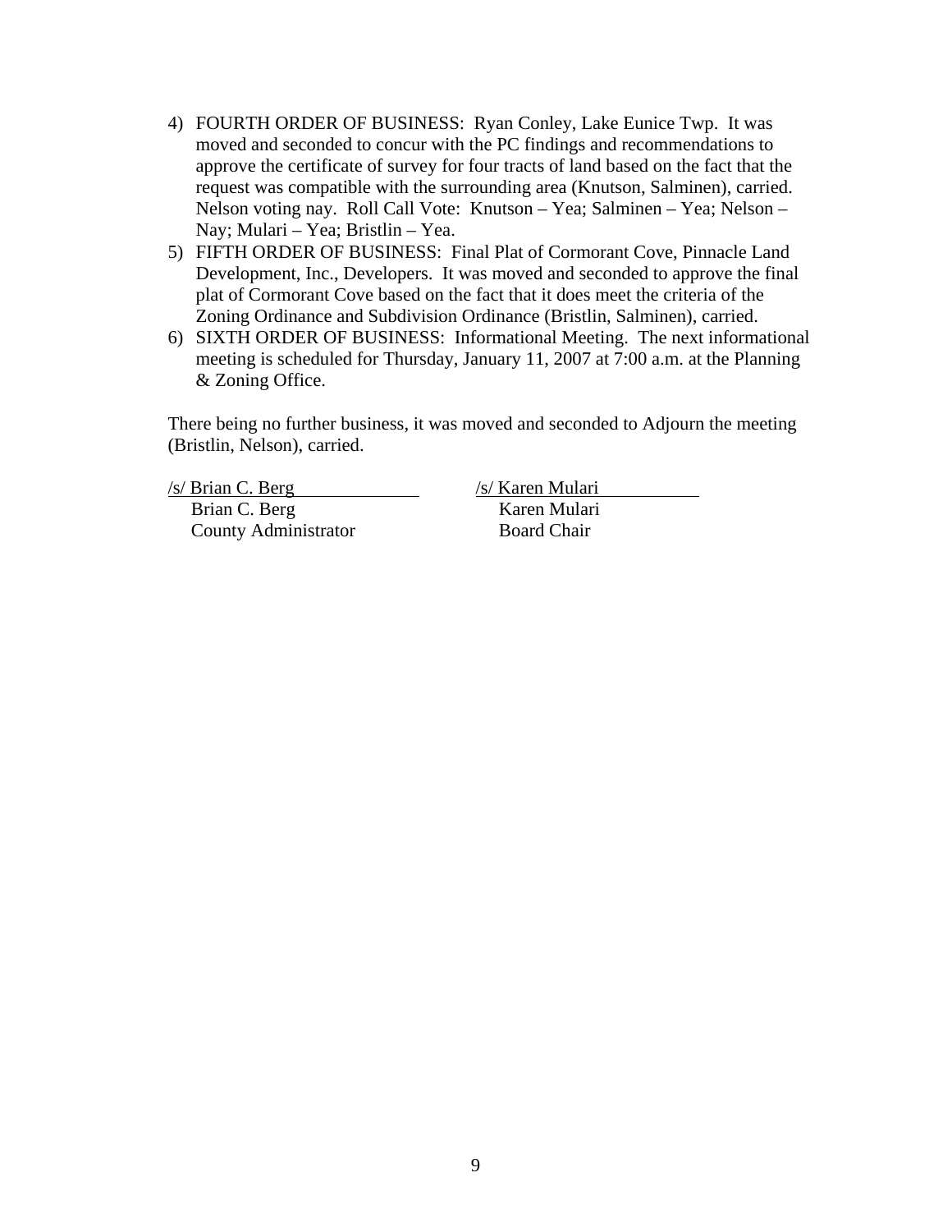4) FOURTH ORDER OF BUSINESS: Ryan Conley, Lake Eunice Twp. It was moved and seconded to concur with the PC findings and recommendations to approve the certificate of survey for four tracts of land based on the fact that the request was compatible with the surrounding area (Knutson, Salminen), carried. Nelson voting nay. Roll Call Vote: Knutson – Yea; Salminen – Yea; Nelson – Nay; Mulari – Yea; Bristlin – Yea.
5) FIFTH ORDER OF BUSINESS: Final Plat of Cormorant Cove, Pinnacle Land Development, Inc., Developers. It was moved and seconded to approve the final plat of Cormorant Cove based on the fact that it does meet the criteria of the Zoning Ordinance and Subdivision Ordinance (Bristlin, Salminen), carried.
6) SIXTH ORDER OF BUSINESS: Informational Meeting. The next informational meeting is scheduled for Thursday, January 11, 2007 at 7:00 a.m. at the Planning & Zoning Office.

There being no further business, it was moved and seconded to Adjourn the meeting (Bristlin, Nelson), carried.

/s/ Brian C. Berg
Brian C. Berg
County Administrator

/s/ Karen Mulari
Karen Mulari
Board Chair